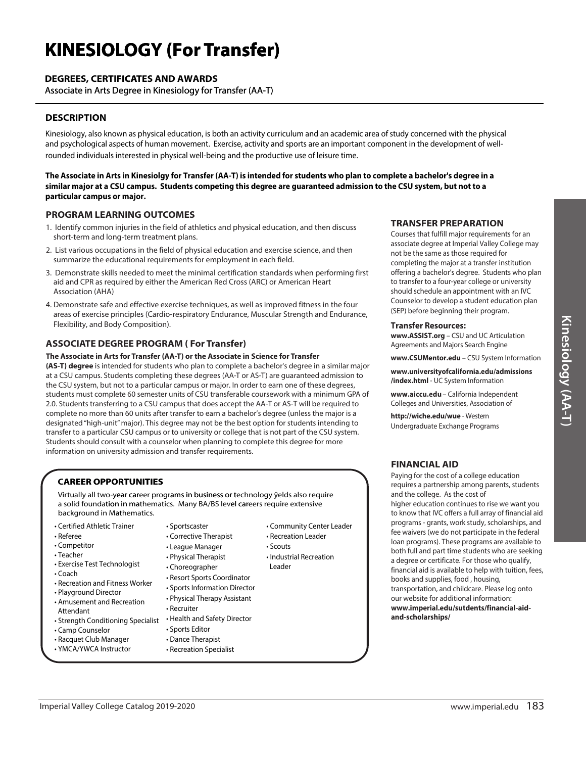# KINESIOLOGY (For Transfer)

### DEGREES, CERTIFICATES AND AWARDS

Associate in Arts Degree in Kinesiology for Transfer (AA-T)

### DESCRIPTION

Kinesiology, also known as physical education, is both an activity curriculum and an academic area of study concerned with the physical and psychological aspects of human movement. Exercise, activity and sports are an important component in the development of well-rounded individuals interested in physical well-being and the productive use of leisure time.

**The Associate in Arts in Kinesiolgy for Transfer (AA-T) is intended for students who plan to complete a bachelor's degree in a similar major at a CSU campus. Students competing this degree are guaranteed admission to the CSU system, but not to a particular campus or major.**

### PROGRAM LEARNING OUTCOMES

1. Identify common injuries in the field of athletics and physical education, and then discuss short-term and long-term treatment plans.
2. List various occupations in the field of physical education and exercise science, and then summarize the educational requirements for employment in each field.
3. Demonstrate skills needed to meet the minimal certification standards when performing first aid and CPR as required by either the American Red Cross (ARC) or American Heart Association (AHA)
4. Demonstrate safe and effective exercise techniques, as well as improved fitness in the four areas of exercise principles (Cardio-respiratory Endurance, Muscular Strength and Endurance, Flexibility, and Body Composition).

### ASSOCIATE DEGREE PROGRAM ( For Transfer)

**The Associate in Arts for Transfer (AA-T) or the Associate in Science for Transfer (AS-T) degree** is intended for students who plan to complete a bachelor's degree in a similar major at a CSU campus. Students completing these degrees (AA-T or AS-T) are guaranteed admission to the CSU system, but not to a particular campus or major. In order to earn one of these degrees, students must complete 60 semester units of CSU transferable coursework with a minimum GPA of 2.0. Students transferring to a CSU campus that does accept the AA-T or AS-T will be required to complete no more than 60 units after transfer to earn a bachelor's degree (unless the major is a designated "high-unit" major). This degree may not be the best option for students intending to transfer to a particular CSU campus or to university or college that is not part of the CSU system. Students should consult with a counselor when planning to complete this degree for more information on university admission and transfer requirements.

### CAREER OPPORTUNITIES

Virtually all two-year career programs in business or technology ÿelds also require a solid foundation in mathematics. Many BA/BS level careers require extensive background in Mathematics.

- Certified Athletic Trainer
- Referee
- Competitor
- Teacher
- Exercise Test Technologist
- Coach
- Recreation and Fitness Worker
- Playground Director
- Amusement and Recreation Attendant
- Strength Conditioning Specialist
- Camp Counselor
- Racquet Club Manager
- YMCA/YWCA Instructor
- Sportscaster
- Corrective Therapist
- League Manager
- Physical Therapist
- Choreographer
- Resort Sports Coordinator
- Sports Information Director
- Physical Therapy Assistant
- Recruiter
- Health and Safety Director
- Sports Editor
- Dance Therapist
- Recreation Specialist
- Community Center Leader
- Recreation Leader
- Scouts
- Industrial Recreation Leader

### TRANSFER PREPARATION

Courses that fulfill major requirements for an associate degree at Imperial Valley College may not be the same as those required for completing the major at a transfer institution offering a bachelor's degree. Students who plan to transfer to a four-year college or university should schedule an appointment with an IVC Counselor to develop a student education plan (SEP) before beginning their program.

#### Transfer Resources:

**www.ASSIST.org** – CSU and UC Articulation Agreements and Majors Search Engine

**www.CSUMentor.edu** – CSU System Information

**www.universityofcalifornia.edu/admissions/index.html** - UC System Information

**www.aiccu.edu** – California Independent Colleges and Universities, Association of

**http://wiche.edu/wue** - Western Undergraduate Exchange Programs

### FINANCIAL AID

Paying for the cost of a college education requires a partnership among parents, students and the college. As the cost of higher education continues to rise we want you to know that IVC offers a full array of financial aid programs - grants, work study, scholarships, and fee waivers (we do not participate in the federal loan programs). These programs are available to both full and part time students who are seeking a degree or certificate. For those who qualify, financial aid is available to help with tuition, fees, books and supplies, food , housing, transportation, and childcare. Please log onto our website for additional information: **www.imperial.edu/sutdents/financial-aid-and-scholarships/**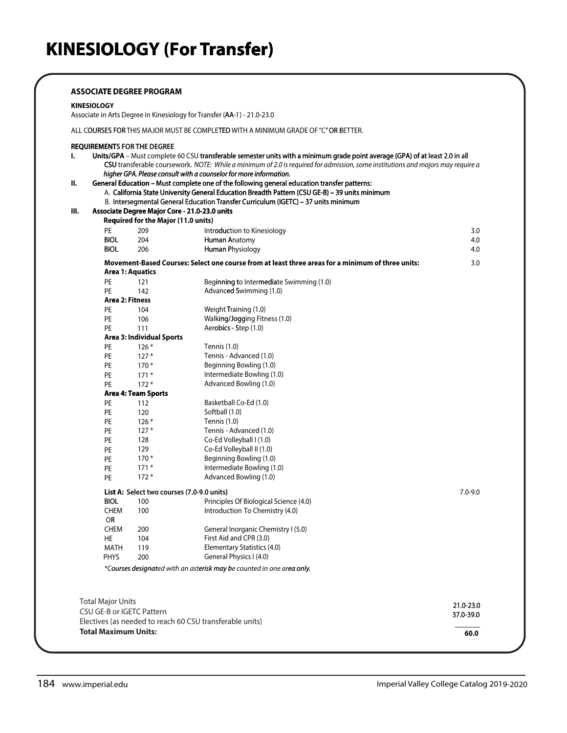# KINESIOLOGY (For Transfer)

## ASSOCIATE DEGREE PROGRAM

**KINESIOLOGY**

Associate in Arts Degree in Kinesiology for Transfer (AA-T) - 21.0-23.0

ALL COURSES FOR THIS MAJOR MUST BE COMPLETED WITH A MINIMUM GRADE OF "C" OR BETTER.

**REQUIREMENTS FOR THE DEGREE**

**I. Units/GPA** – Must complete 60 CSU transferable semester units with a minimum grade point average (GPA) of at least 2.0 in all CSU transferable coursework. *NOTE: While a minimum of 2.0 is required for admission, some institutions and majors may require a higher GPA. Please consult with a counselor for more information.*

**II. General Education – Must complete one of the following general education transfer patterns:**

A. California State University General Education Breadth Pattern (CSU GE-B) – 39 units minimum

B. Intersegmental General Education Transfer Curriculum (IGETC) – 37 units minimum

**III. Associate Degree Major Core - 21.0-23.0 units**

**Required for the Major (11.0 units)**

| | | | |
|---|---|---|---|
| PE | 209 | Introduction to Kinesiology | 3.0 |
| BIOL | 204 | Human Anatomy | 4.0 |
| BIOL | 206 | Human Physiology | 4.0 |

**Movement-Based Courses: Select one course from at least three areas for a minimum of three units:** 3.0

**Area 1: Aquatics**

| | | |
|---|---|---|
| PE | 121 | Beginning to Intermediate Swimming (1.0) |
| PE | 142 | Advanced Swimming (1.0) |

**Area 2: Fitness**

| | | |
|---|---|---|
| PE | 104 | Weight Training (1.0) |
| PE | 106 | Walking/Jogging Fitness (1.0) |
| PE | 111 | Aerobics - Step (1.0) |

**Area 3: Individual Sports**

| | | |
|---|---|---|
| PE | 126 * | Tennis (1.0) |
| PE | 127 * | Tennis - Advanced (1.0) |
| PE | 170 * | Beginning Bowling (1.0) |
| PE | 171 * | Intermediate Bowling (1.0) |
| PE | 172 * | Advanced Bowling (1.0) |

**Area 4: Team Sports**

| | | |
|---|---|---|
| PE | 112 | Basketball Co-Ed (1.0) |
| PE | 120 | Softball (1.0) |
| PE | 126 * | Tennis (1.0) |
| PE | 127 * | Tennis - Advanced (1.0) |
| PE | 128 | Co-Ed Volleyball I (1.0) |
| PE | 129 | Co-Ed Volleyball II (1.0) |
| PE | 170 * | Beginning Bowling (1.0) |
| PE | 171 * | Intermediate Bowling (1.0) |
| PE | 172 * | Advanced Bowling (1.0) |

**List A: Select two courses (7.0-9.0 units)** 7.0-9.0

| | | |
|---|---|---|
| BIOL | 100 | Principles Of Biological Science (4.0) |
| CHEM | 100 | Introduction To Chemistry (4.0) |
| OR | | |
| CHEM | 200 | General Inorganic Chemistry I (5.0) |
| HE | 104 | First Aid and CPR (3.0) |
| MATH | 119 | Elementary Statistics (4.0) |
| PHYS | 200 | General Physics I (4.0) |

*\*Courses designated with an asterisk may be counted in one area only.*

| | |
|---|---|
| Total Major Units | 21.0-23.0 |
| CSU GE-B or IGETC Pattern | 37.0-39.0 |
| Electives (as needed to reach 60 CSU transferable units) | |
| **Total Maximum Units:** | **60.0** |